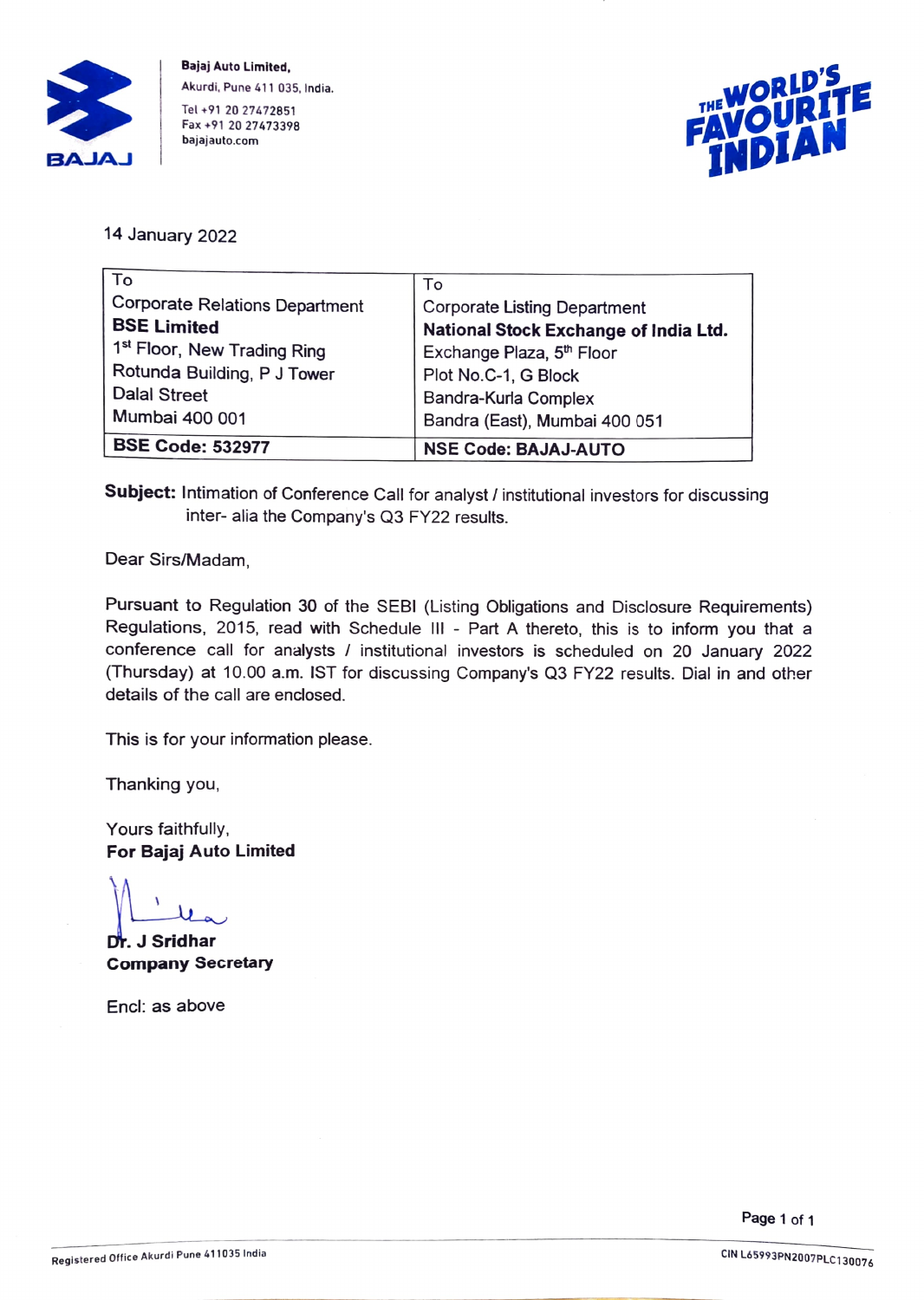**Bajaj Auto Limited,**
Akurdi, Pune 411 035, India.
Tel +91 20 27472851
Fax +91 20 27473398
bajajauto.com

THE WORLD'S FAVOURITE INDIAN

14 January 2022

| To<br>Corporate Relations Department<br>**BSE Limited**<br>1st Floor, New Trading Ring<br>Rotunda Building, P J Tower<br>Dalal Street<br>Mumbai 400 001 | To<br>Corporate Listing Department<br>**National Stock Exchange of India Ltd.**<br>Exchange Plaza, 5th Floor<br>Plot No.C-1, G Block<br>Bandra-Kurla Complex<br>Bandra (East), Mumbai 400 051 |
|---|---|
| **BSE Code: 532977** | **NSE Code: BAJAJ-AUTO** |

**Subject:** Intimation of Conference Call for analyst / institutional investors for discussing inter- alia the Company's Q3 FY22 results.

Dear Sirs/Madam,

Pursuant to Regulation 30 of the SEBI (Listing Obligations and Disclosure Requirements) Regulations, 2015, read with Schedule III - Part A thereto, this is to inform you that a conference call for analysts / institutional investors is scheduled on 20 January 2022 (Thursday) at 10.00 a.m. IST for discussing Company's Q3 FY22 results. Dial in and other details of the call are enclosed.

This is for your information please.

Thanking you,

Yours faithfully,
**For Bajaj Auto Limited**

**Dr. J Sridhar**
**Company Secretary**

Encl: as above

Registered Office Akurdi Pune 411035 India

CIN L65993PN2007PLC130076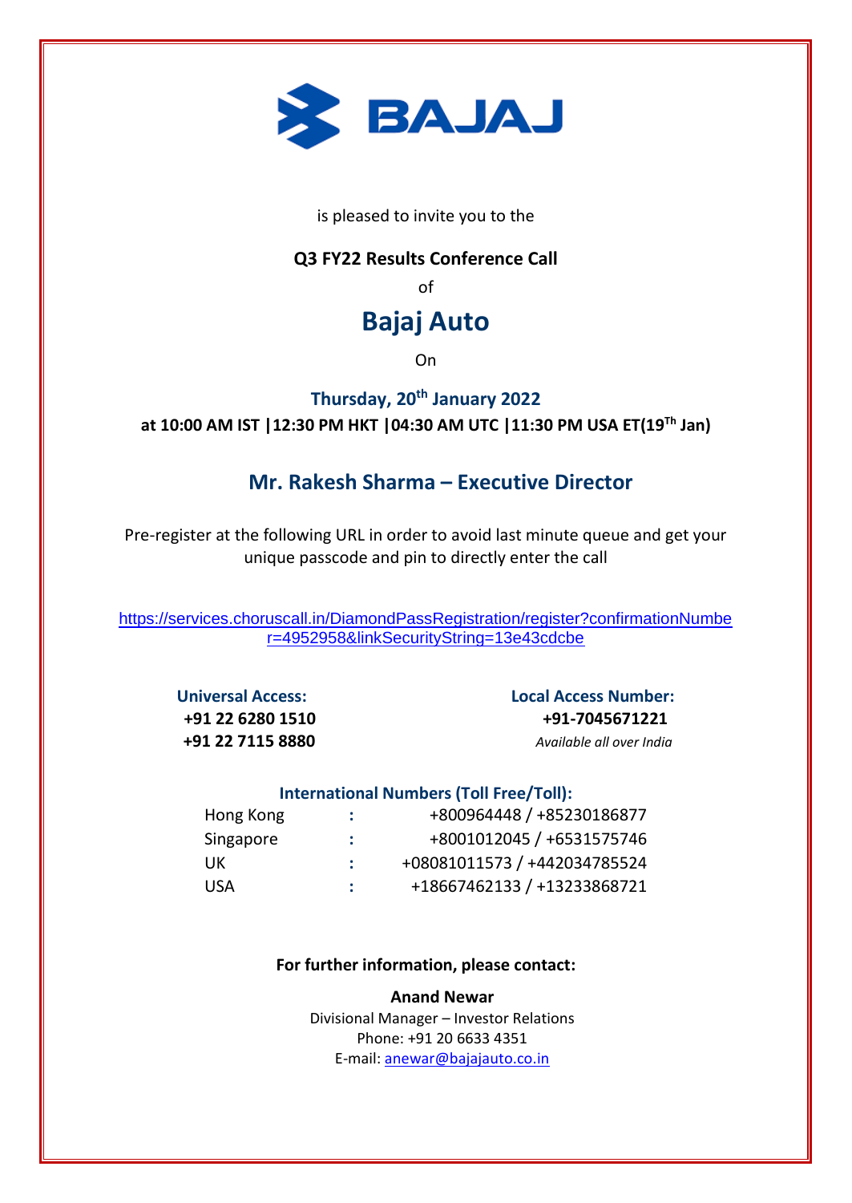BAJAJ

is pleased to invite you to the

**Q3 FY22 Results Conference Call**

of

# Bajaj Auto

On

**Thursday, 20th January 2022**

**at 10:00 AM IST |12:30 PM HKT |04:30 AM UTC |11:30 PM USA ET(19Th Jan)**

## Mr. Rakesh Sharma – Executive Director

Pre-register at the following URL in order to avoid last minute queue and get your unique passcode and pin to directly enter the call

https://services.choruscall.in/DiamondPassRegistration/register?confirmationNumber=4952958&linkSecurityString=13e43cdcbe

**Universal Access:**
**+91 22 6280 1510**
**+91 22 7115 8880**

**Local Access Number:**
**+91-7045671221**
*Available all over India*

**International Numbers (Toll Free/Toll):**

| | | |
|---|---|---|
| Hong Kong | : | +800964448 / +85230186877 |
| Singapore | : | +8001012045 / +6531575746 |
| UK | : | +08081011573 / +442034785524 |
| USA | : | +18667462133 / +13233868721 |

**For further information, please contact:**

**Anand Newar**
Divisional Manager – Investor Relations
Phone: +91 20 6633 4351
E-mail: anewar@bajajauto.co.in